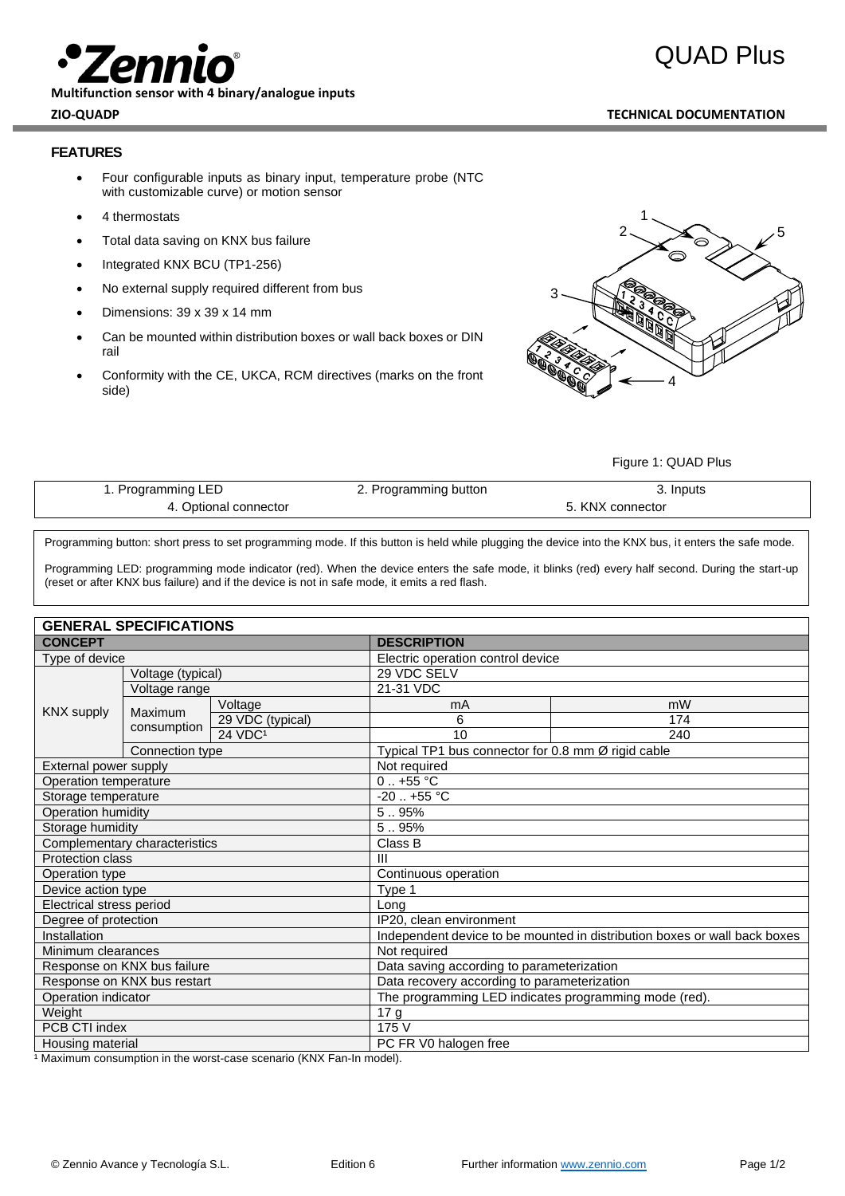# QUAD Plus

**Multifunction sensor with 4 binary/analogue inputs**

**ZIO-QUADP**

**TECHNICAL DOCUMENTATION**

### FEATURES

- Four configurable inputs as binary input, temperature probe (NTC with customizable curve) or motion sensor
- 4 thermostats
- Total data saving on KNX bus failure
- Integrated KNX BCU (TP1-256)
- No external supply required different from bus
- Dimensions: 39 x 39 x 14 mm
- Can be mounted within distribution boxes or wall back boxes or DIN rail
- Conformity with the CE, UKCA, RCM directives (marks on the front side)

Figure 1: QUAD Plus

| 1. Programming LED | 2. Programming button | 3. Inputs |
|---|---|---|
| 4. Optional connector | | 5. KNX connector |

Programming button: short press to set programming mode. If this button is held while plugging the device into the KNX bus, it enters the safe mode.

Programming LED: programming mode indicator (red). When the device enters the safe mode, it blinks (red) every half second. During the start-up (reset or after KNX bus failure) and if the device is not in safe mode, it emits a red flash.

### GENERAL SPECIFICATIONS

| CONCEPT | | | DESCRIPTION | |
|---|---|---|---|---|
| Type of device | | | Electric operation control device | |
| KNX supply | Voltage (typical) | | 29 VDC SELV | |
| | Voltage range | | 21-31 VDC | |
| | Maximum consumption | Voltage | mA | mW |
| | | 29 VDC (typical) | 6 | 174 |
| | | 24 VDC[1] | 10 | 240 |
| | Connection type | | Typical TP1 bus connector for 0.8 mm Ø rigid cable | |
| External power supply | | | Not required | |
| Operation temperature | | | 0 .. +55 °C | |
| Storage temperature | | | -20 .. +55 °C | |
| Operation humidity | | | 5 .. 95% | |
| Storage humidity | | | 5 .. 95% | |
| Complementary characteristics | | | Class B | |
| Protection class | | | III | |
| Operation type | | | Continuous operation | |
| Device action type | | | Type 1 | |
| Electrical stress period | | | Long | |
| Degree of protection | | | IP20, clean environment | |
| Installation | | | Independent device to be mounted in distribution boxes or wall back boxes | |
| Minimum clearances | | | Not required | |
| Response on KNX bus failure | | | Data saving according to parameterization | |
| Response on KNX bus restart | | | Data recovery according to parameterization | |
| Operation indicator | | | The programming LED indicates programming mode (red). | |
| Weight | | | 17 g | |
| PCB CTI index | | | 175 V | |
| Housing material | | | PC FR V0 halogen free | |

[1] Maximum consumption in the worst-case scenario (KNX Fan-In model).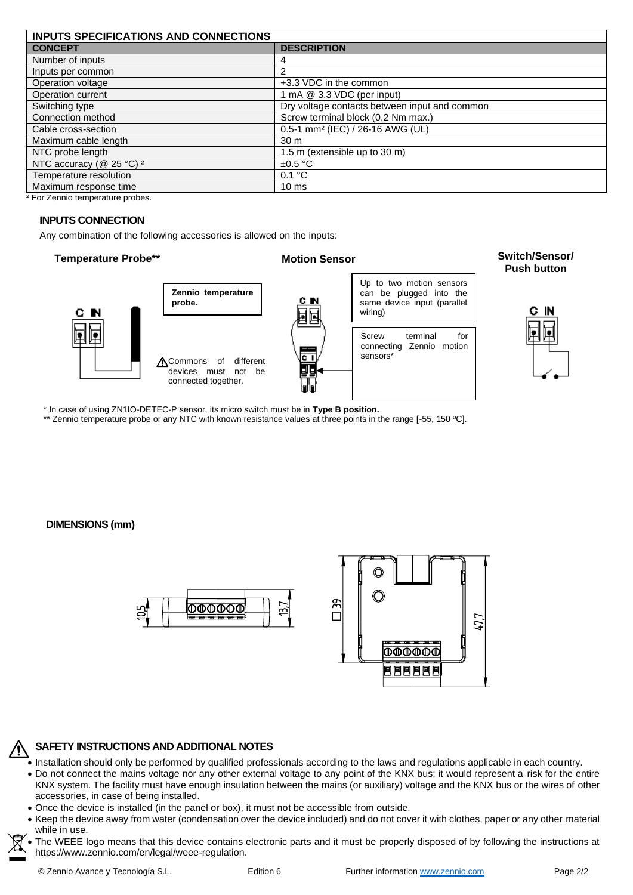| INPUTS SPECIFICATIONS AND CONNECTIONS | |
|---|---|
| **CONCEPT** | **DESCRIPTION** |
| Number of inputs | 4 |
| Inputs per common | 2 |
| Operation voltage | +3.3 VDC in the common |
| Operation current | 1 mA @ 3.3 VDC (per input) |
| Switching type | Dry voltage contacts between input and common |
| Connection method | Screw terminal block (0.2 Nm max.) |
| Cable cross-section | 0.5-1 mm² (IEC) / 26-16 AWG (UL) |
| Maximum cable length | 30 m |
| NTC probe length | 1.5 m (extensible up to 30 m) |
| NTC accuracy (@ 25 °C) [2] | ±0.5 °C |
| Temperature resolution | 0.1 °C |
| Maximum response time | 10 ms |

[2] For Zennio temperature probes.

### INPUTS CONNECTION

Any combination of the following accessories is allowed on the inputs:

**Temperature Probe****

C IN

**Zennio temperature probe.**

⚠Commons of different devices must not be connected together.

**Motion Sensor**

C IN

Up to two motion sensors can be plugged into the same device input (parallel wiring)

Screw terminal for connecting Zennio motion sensors*

**Switch/Sensor/ Push button**

C IN

\* In case of using ZN1IO-DETEC-P sensor, its micro switch must be in **Type B position.**

\** Zennio temperature probe or any NTC with known resistance values at three points in the range [-55, 150 ºC].

### DIMENSIONS (mm)

10,5

13,7

□ 39

47,7

### ⚠ SAFETY INSTRUCTIONS AND ADDITIONAL NOTES

- Installation should only be performed by qualified professionals according to the laws and regulations applicable in each country.
- Do not connect the mains voltage nor any other external voltage to any point of the KNX bus; it would represent a risk for the entire KNX system. The facility must have enough insulation between the mains (or auxiliary) voltage and the KNX bus or the wires of other accessories, in case of being installed.
- Once the device is installed (in the panel or box), it must not be accessible from outside.
- Keep the device away from water (condensation over the device included) and do not cover it with clothes, paper or any other material while in use.
- The WEEE logo means that this device contains electronic parts and it must be properly disposed of by following the instructions at https://www.zennio.com/en/legal/weee-regulation.